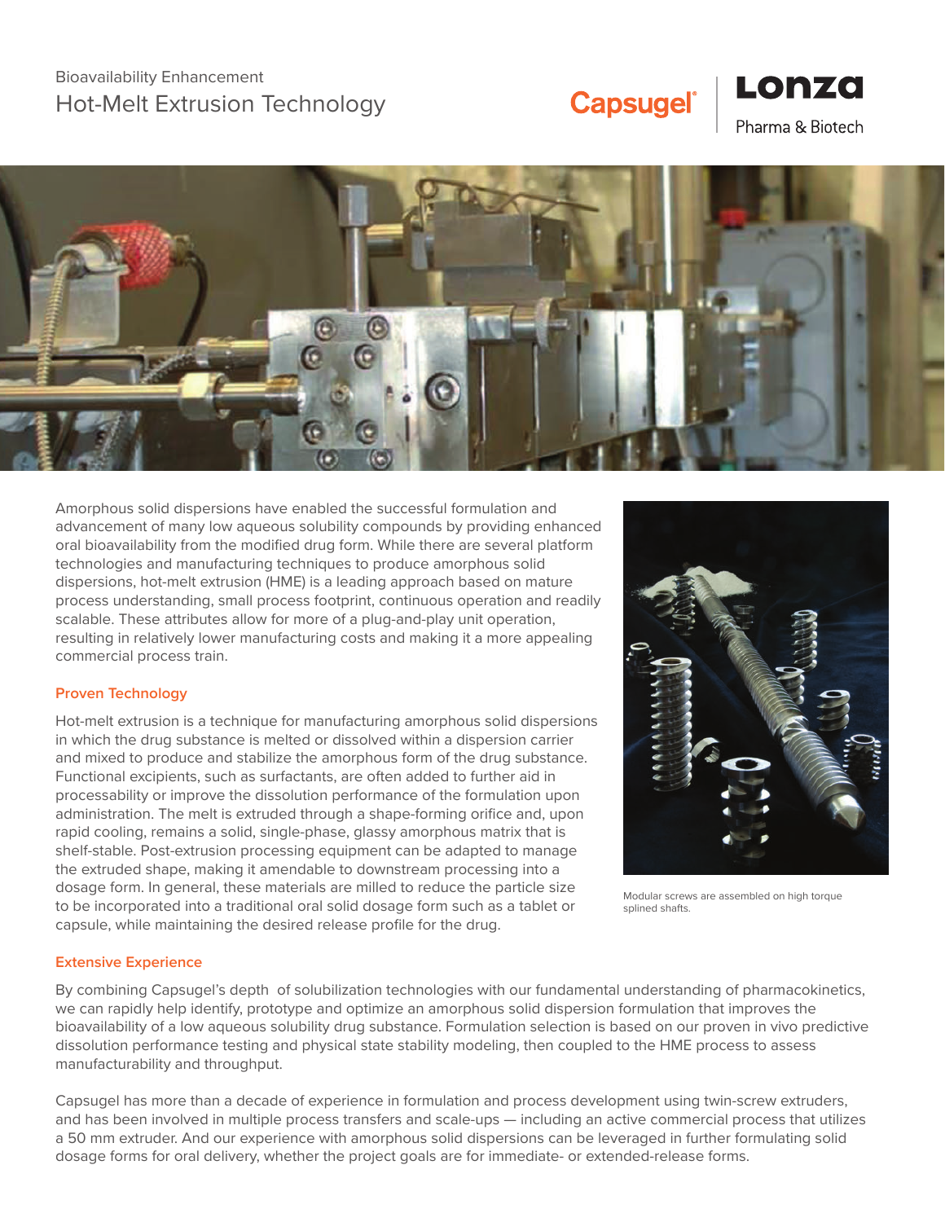Bioavailability Enhancement

# Hot-Melt Extrusion Technology

Capsugel® | Lonza Pharma & Biotech

Amorphous solid dispersions have enabled the successful formulation and advancement of many low aqueous solubility compounds by providing enhanced oral bioavailability from the modified drug form. While there are several platform technologies and manufacturing techniques to produce amorphous solid dispersions, hot-melt extrusion (HME) is a leading approach based on mature process understanding, small process footprint, continuous operation and readily scalable. These attributes allow for more of a plug-and-play unit operation, resulting in relatively lower manufacturing costs and making it a more appealing commercial process train.

## Proven Technology

Hot-melt extrusion is a technique for manufacturing amorphous solid dispersions in which the drug substance is melted or dissolved within a dispersion carrier and mixed to produce and stabilize the amorphous form of the drug substance. Functional excipients, such as surfactants, are often added to further aid in processability or improve the dissolution performance of the formulation upon administration. The melt is extruded through a shape-forming orifice and, upon rapid cooling, remains a solid, single-phase, glassy amorphous matrix that is shelf-stable. Post-extrusion processing equipment can be adapted to manage the extruded shape, making it amendable to downstream processing into a dosage form. In general, these materials are milled to reduce the particle size to be incorporated into a traditional oral solid dosage form such as a tablet or capsule, while maintaining the desired release profile for the drug.

Modular screws are assembled on high torque splined shafts.

## Extensive Experience

By combining Capsugel's depth of solubilization technologies with our fundamental understanding of pharmacokinetics, we can rapidly help identify, prototype and optimize an amorphous solid dispersion formulation that improves the bioavailability of a low aqueous solubility drug substance. Formulation selection is based on our proven in vivo predictive dissolution performance testing and physical state stability modeling, then coupled to the HME process to assess manufacturability and throughput.

Capsugel has more than a decade of experience in formulation and process development using twin-screw extruders, and has been involved in multiple process transfers and scale-ups — including an active commercial process that utilizes a 50 mm extruder. And our experience with amorphous solid dispersions can be leveraged in further formulating solid dosage forms for oral delivery, whether the project goals are for immediate- or extended-release forms.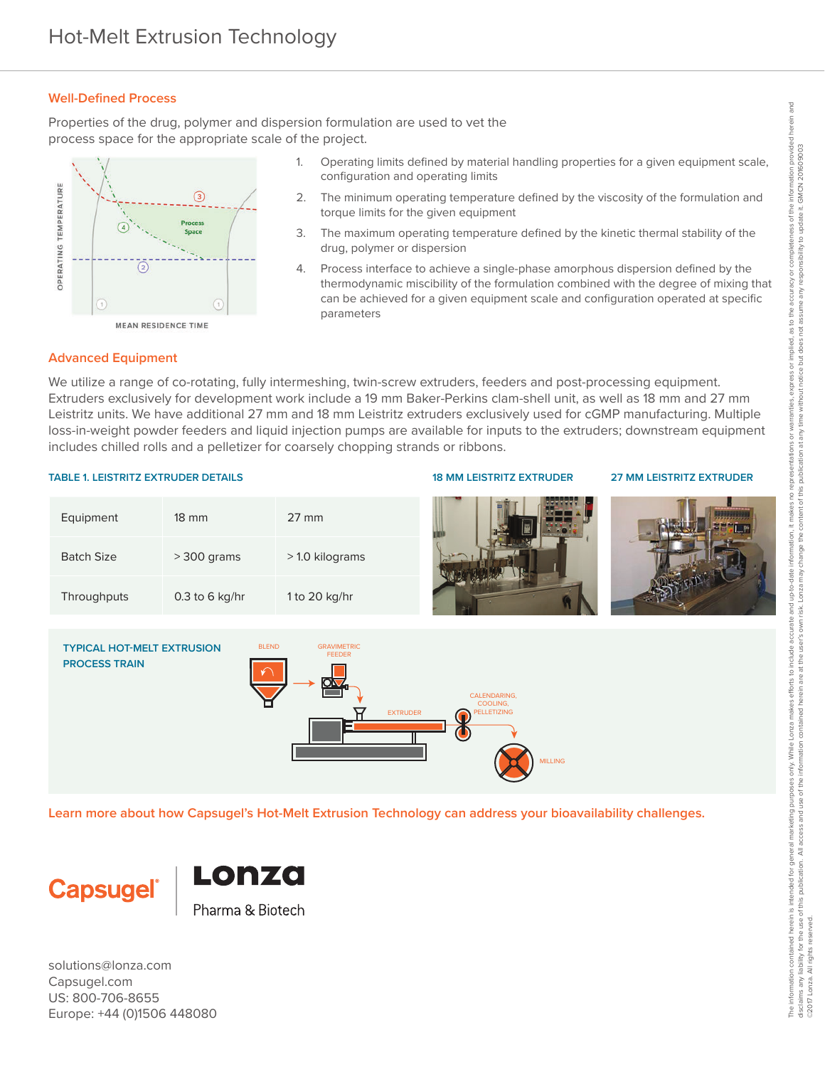# Hot-Melt Extrusion Technology

## Well-Defined Process

Properties of the drug, polymer and dispersion formulation are used to vet the process space for the appropriate scale of the project.

OPERATING TEMPERATURE

Process Space

MEAN RESIDENCE TIME

1. Operating limits defined by material handling properties for a given equipment scale, configuration and operating limits
2. The minimum operating temperature defined by the viscosity of the formulation and torque limits for the given equipment
3. The maximum operating temperature defined by the kinetic thermal stability of the drug, polymer or dispersion
4. Process interface to achieve a single-phase amorphous dispersion defined by the thermodynamic miscibility of the formulation combined with the degree of mixing that can be achieved for a given equipment scale and configuration operated at specific parameters

## Advanced Equipment

We utilize a range of co-rotating, fully intermeshing, twin-screw extruders, feeders and post-processing equipment. Extruders exclusively for development work include a 19 mm Baker-Perkins clam-shell unit, as well as 18 mm and 27 mm Leistritz units. We have additional 27 mm and 18 mm Leistritz extruders exclusively used for cGMP manufacturing. Multiple loss-in-weight powder feeders and liquid injection pumps are available for inputs to the extruders; downstream equipment includes chilled rolls and a pelletizer for coarsely chopping strands or ribbons.

**TABLE 1. LEISTRITZ EXTRUDER DETAILS**

| Equipment | 18 mm | 27 mm |
|---|---|---|
| Batch Size | > 300 grams | > 1.0 kilograms |
| Throughputs | 0.3 to 6 kg/hr | 1 to 20 kg/hr |

**18 MM LEISTRITZ EXTRUDER**

**27 MM LEISTRITZ EXTRUDER**

**TYPICAL HOT-MELT EXTRUSION PROCESS TRAIN**

BLEND

GRAVIMETRIC FEEDER

EXTRUDER

CALENDARING, COOLING, PELLETIZING

MILLING

Learn more about how Capsugel's Hot-Melt Extrusion Technology can address your bioavailability challenges.

Capsugel® | Lonza Pharma & Biotech

solutions@lonza.com
Capsugel.com
US: 800-706-8655
Europe: +44 (0)1506 448080

The information contained herein is intended for general marketing purposes only. While Lonza makes efforts to include accurate and up-to-date information, it makes no representations or warranties, express or implied, as to the accuracy or completeness of the information provided herein and disclaims any liability for the use of this publication. All access and use of the information contained herein are at the user's own risk. Lonza may change the content of this publication at any time without notice but does not assume any responsibility to update it. GMCN 201609003 ©2017 Lonza. All rights reserved.